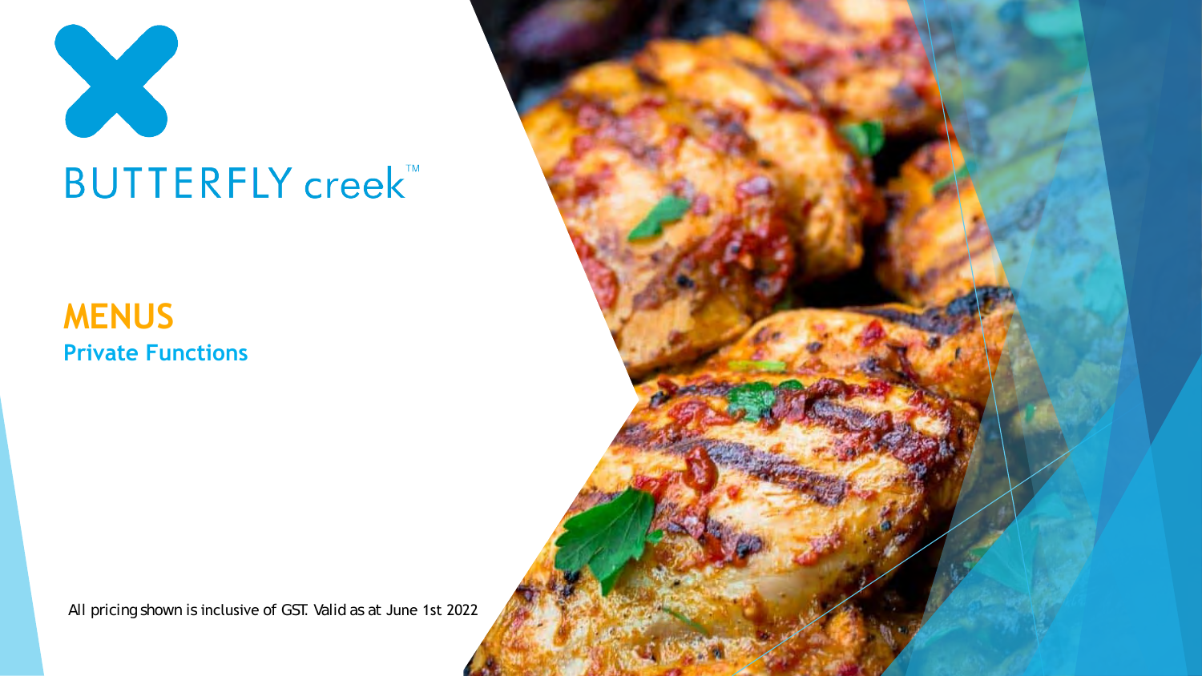BUTTERFLY creek™

# MENUS

## Private Functions

All pricing shown is inclusive of GST. Valid as at June 1st 2022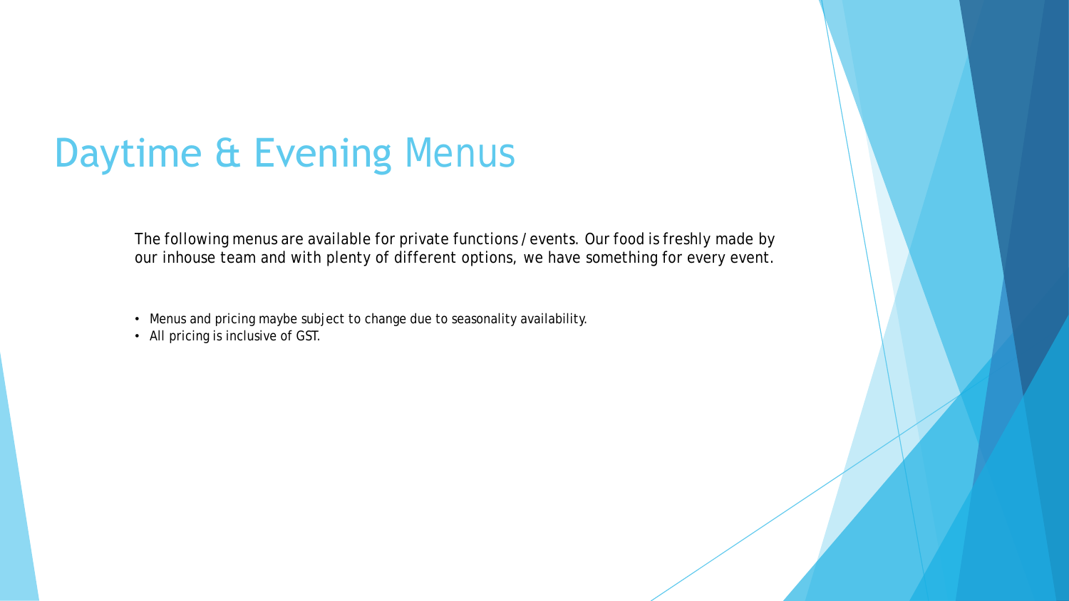# Daytime & Evening Menus

The following menus are available for private functions / events. Our food is freshly made by our inhouse team and with plenty of different options, we have something for every event.

- Menus and pricing maybe subject to change due to seasonality availability.
- All pricing is inclusive of GST.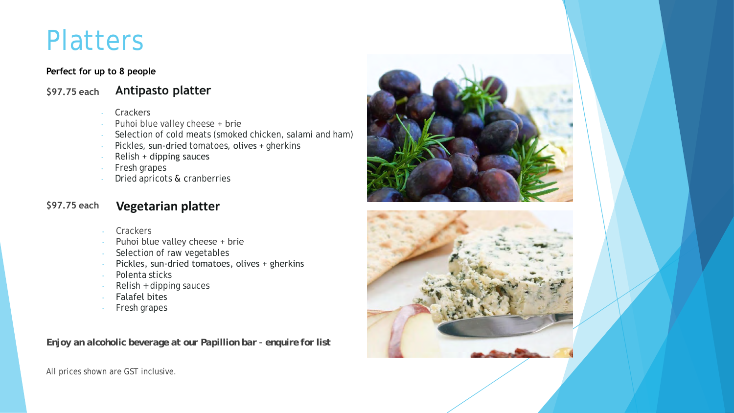# Platters

**Perfect for up to 8 people**

## $97.75 each — Antipasto platter

- Crackers
- Puhoi blue valley cheese + brie
- Selection of cold meats (smoked chicken, salami and ham)
- Pickles, sun-dried tomatoes, olives + gherkins
- Relish + dipping sauces
- Fresh grapes
- Dried apricots & cranberries

## $97.75 each — Vegetarian platter

- Crackers
- Puhoi blue valley cheese + brie
- Selection of raw vegetables
- Pickles, sun-dried tomatoes, olives + gherkins
- Polenta sticks
- Relish + dipping sauces
- Falafel bites
- Fresh grapes

***Enjoy an alcoholic beverage at our Papillion bar - enquire for list***

All prices shown are GST inclusive.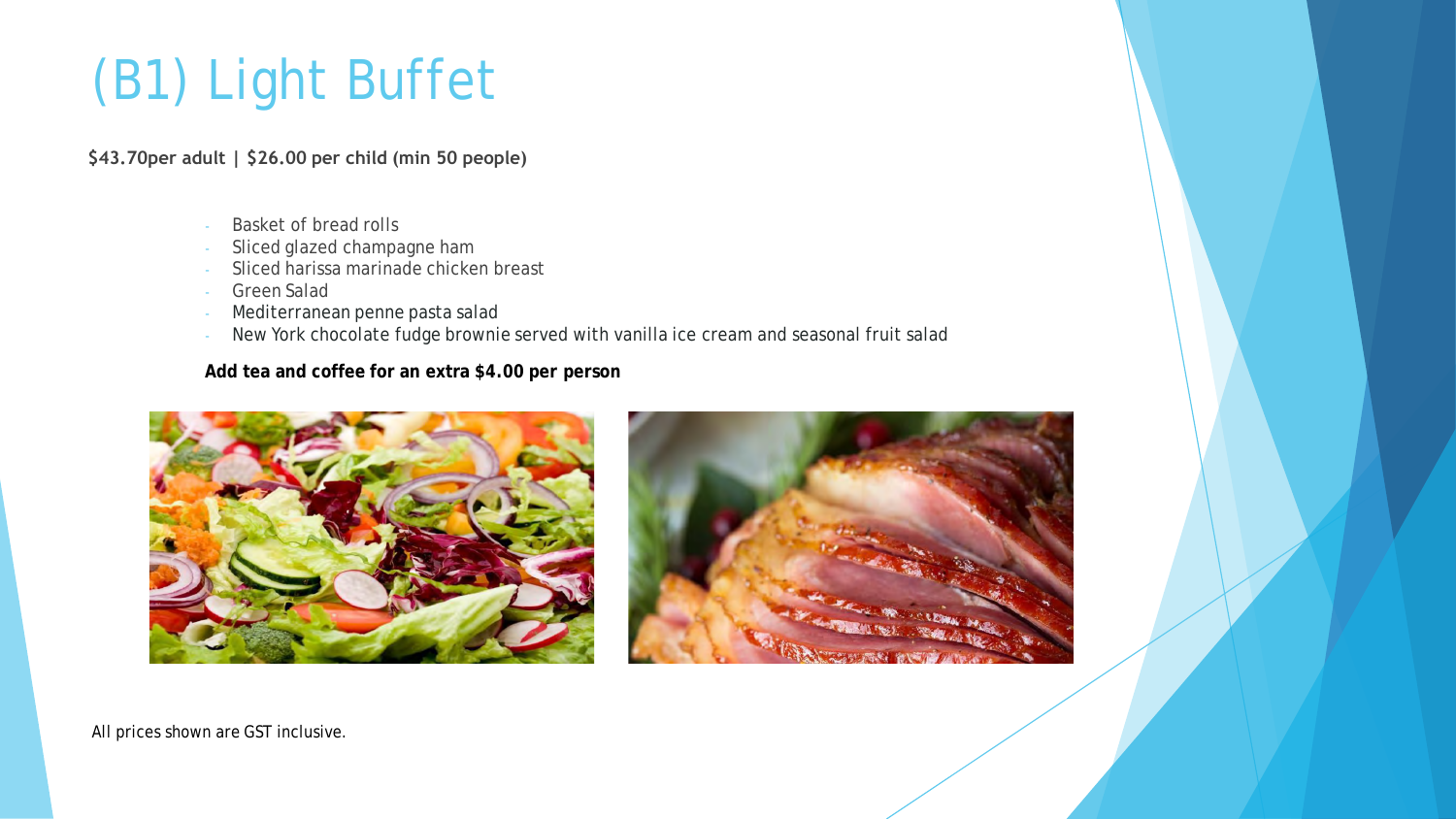# (B1) Light Buffet

**$43.70per adult | $26.00 per child (min 50 people)**

- Basket of bread rolls
- Sliced glazed champagne ham
- Sliced harissa marinade chicken breast
- Green Salad
- Mediterranean penne pasta salad
- New York chocolate fudge brownie served with vanilla ice cream and seasonal fruit salad

**Add tea and coffee for an extra $4.00 per person**

All prices shown are GST inclusive.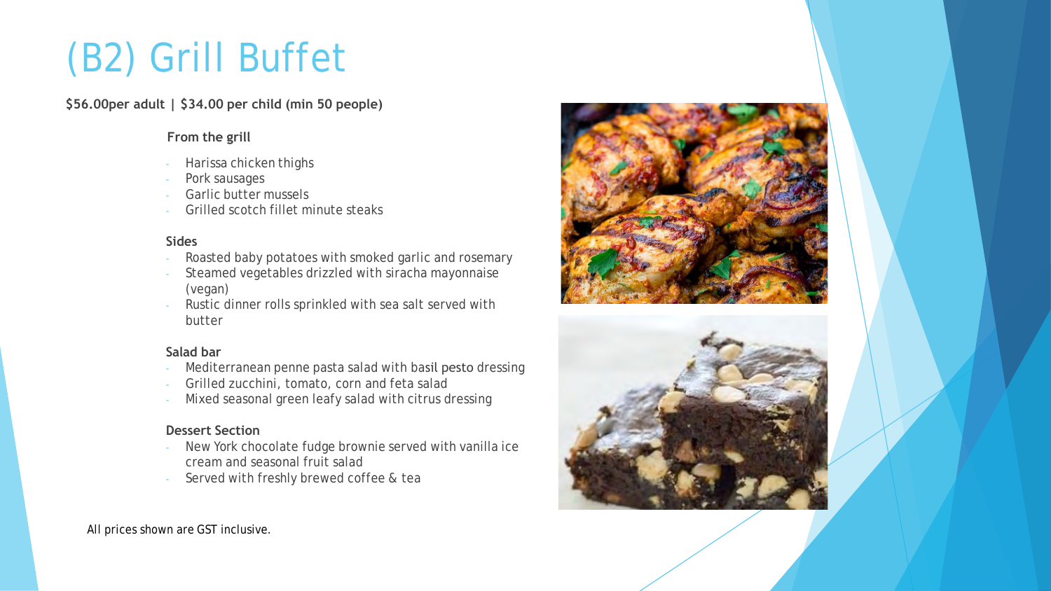# (B2) Grill Buffet

**$56.00per adult | $34.00 per child (min 50 people)**

**From the grill**

- Harissa chicken thighs
- Pork sausages
- Garlic butter mussels
- Grilled scotch fillet minute steaks

**Sides**

- Roasted baby potatoes with smoked garlic and rosemary
- Steamed vegetables drizzled with siracha mayonnaise (vegan)
- Rustic dinner rolls sprinkled with sea salt served with butter

**Salad bar**

- Mediterranean penne pasta salad with basil pesto dressing
- Grilled zucchini, tomato, corn and feta salad
- Mixed seasonal green leafy salad with citrus dressing

**Dessert Section**

- New York chocolate fudge brownie served with vanilla ice cream and seasonal fruit salad
- Served with freshly brewed coffee & tea

All prices shown are GST inclusive.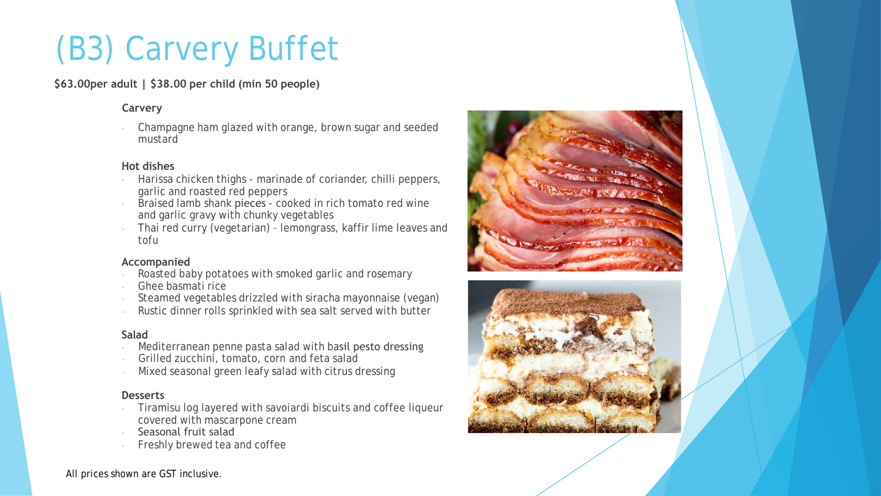# (B3) Carvery Buffet

**$63.00per adult | $38.00 per child (min 50 people)**

**Carvery**

- Champagne ham glazed with orange, brown sugar and seeded mustard

**Hot dishes**

- Harissa chicken thighs - marinade of coriander, chilli peppers, garlic and roasted red peppers
- Braised lamb shank pieces - cooked in rich tomato red wine and garlic gravy with chunky vegetables
- Thai red curry (vegetarian) – lemongrass, kaffir lime leaves and tofu

**Accompanied**

- Roasted baby potatoes with smoked garlic and rosemary
- Ghee basmati rice
- Steamed vegetables drizzled with siracha mayonnaise (vegan)
- Rustic dinner rolls sprinkled with sea salt served with butter

**Salad**

- Mediterranean penne pasta salad with basil pesto dressing
- Grilled zucchini, tomato, corn and feta salad
- Mixed seasonal green leafy salad with citrus dressing

**Desserts**

- Tiramisu log layered with savoiardi biscuits and coffee liqueur covered with mascarpone cream
- Seasonal fruit salad
- Freshly brewed tea and coffee

All prices shown are GST inclusive.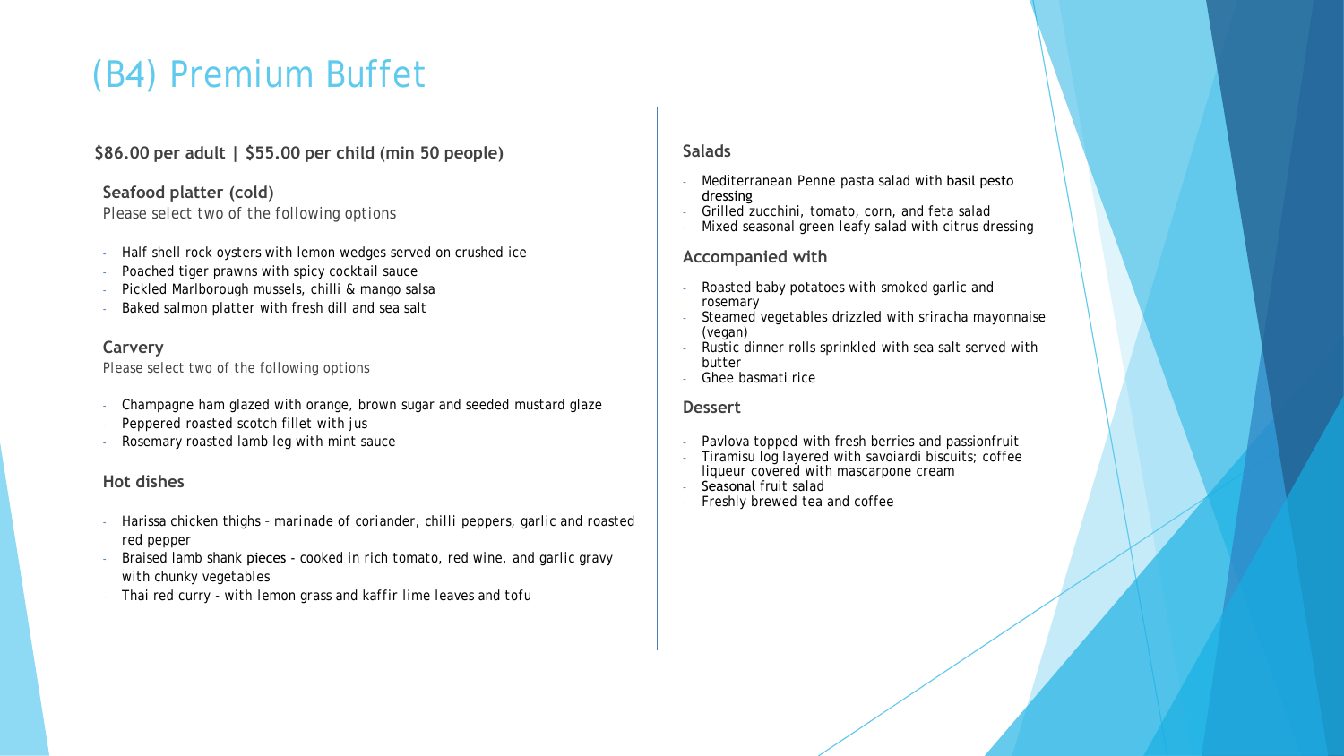# (B4) Premium Buffet

**$86.00 per adult | $55.00 per child (min 50 people)**

### Seafood platter (cold)

Please select two of the following options

- Half shell rock oysters with lemon wedges served on crushed ice
- Poached tiger prawns with spicy cocktail sauce
- Pickled Marlborough mussels, chilli & mango salsa
- Baked salmon platter with fresh dill and sea salt

### Carvery

Please select two of the following options

- Champagne ham glazed with orange, brown sugar and seeded mustard glaze
- Peppered roasted scotch fillet with jus
- Rosemary roasted lamb leg with mint sauce

### Hot dishes

- Harissa chicken thighs - marinade of coriander, chilli peppers, garlic and roasted red pepper
- Braised lamb shank pieces - cooked in rich tomato, red wine, and garlic gravy with chunky vegetables
- Thai red curry - with lemon grass and kaffir lime leaves and tofu

### Salads

- Mediterranean Penne pasta salad with basil pesto dressing
- Grilled zucchini, tomato, corn, and feta salad
- Mixed seasonal green leafy salad with citrus dressing

### Accompanied with

- Roasted baby potatoes with smoked garlic and rosemary
- Steamed vegetables drizzled with sriracha mayonnaise (vegan)
- Rustic dinner rolls sprinkled with sea salt served with butter
- Ghee basmati rice

### Dessert

- Pavlova topped with fresh berries and passionfruit
- Tiramisu log layered with savoiardi biscuits; coffee liqueur covered with mascarpone cream
- Seasonal fruit salad
- Freshly brewed tea and coffee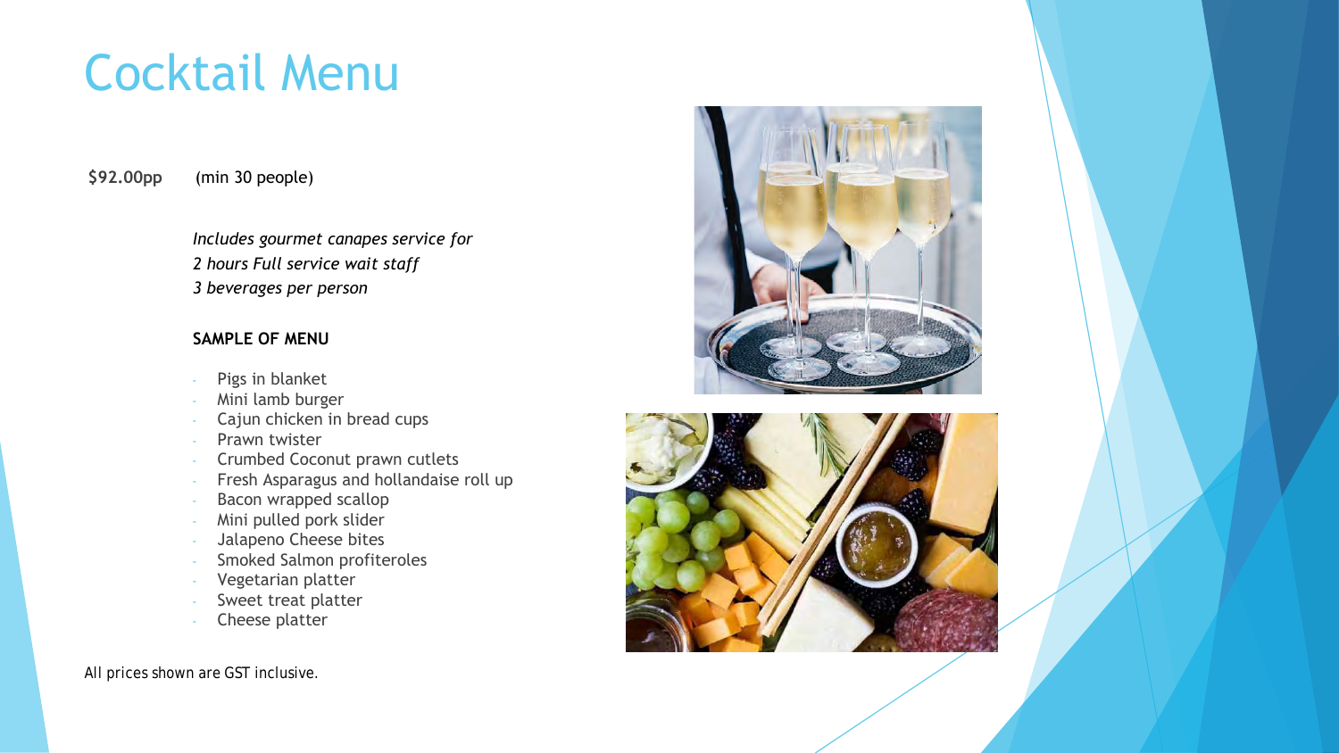# Cocktail Menu

$92.00pp (min 30 people)

*Includes gourmet canapes service for*
*2 hours Full service wait staff*
*3 beverages per person*

**SAMPLE OF MENU**

- Pigs in blanket
- Mini lamb burger
- Cajun chicken in bread cups
- Prawn twister
- Crumbed Coconut prawn cutlets
- Fresh Asparagus and hollandaise roll up
- Bacon wrapped scallop
- Mini pulled pork slider
- Jalapeno Cheese bites
- Smoked Salmon profiteroles
- Vegetarian platter
- Sweet treat platter
- Cheese platter

All prices shown are GST inclusive.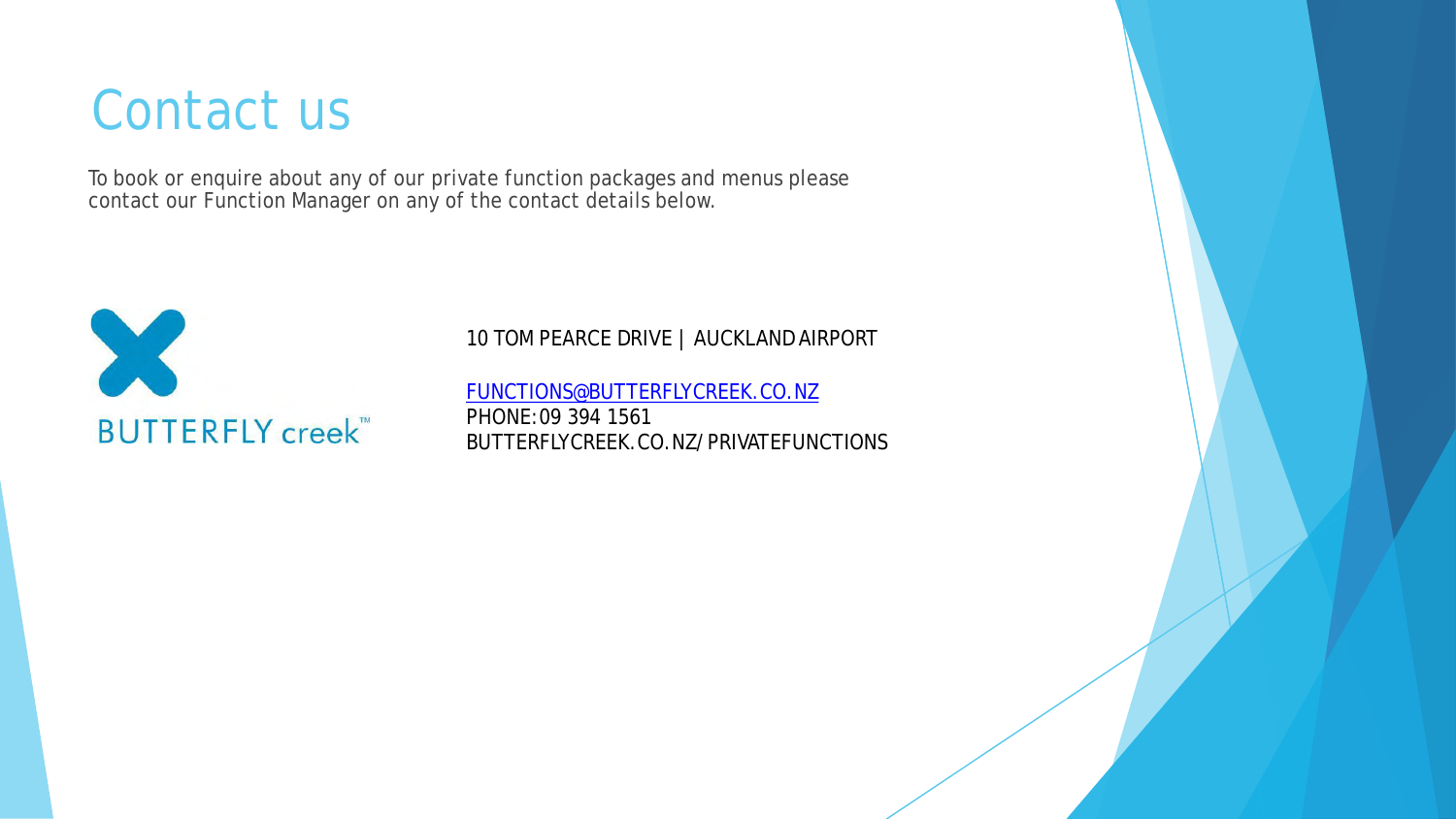# Contact us

To book or enquire about any of our private function packages and menus please contact our Function Manager on any of the contact details below.

BUTTERFLY creek™

10 TOM PEARCE DRIVE | AUCKLAND AIRPORT

FUNCTIONS@BUTTERFLYCREEK.CO.NZ
PHONE: 09 394 1561
BUTTERFLYCREEK.CO.NZ/PRIVATEFUNCTIONS